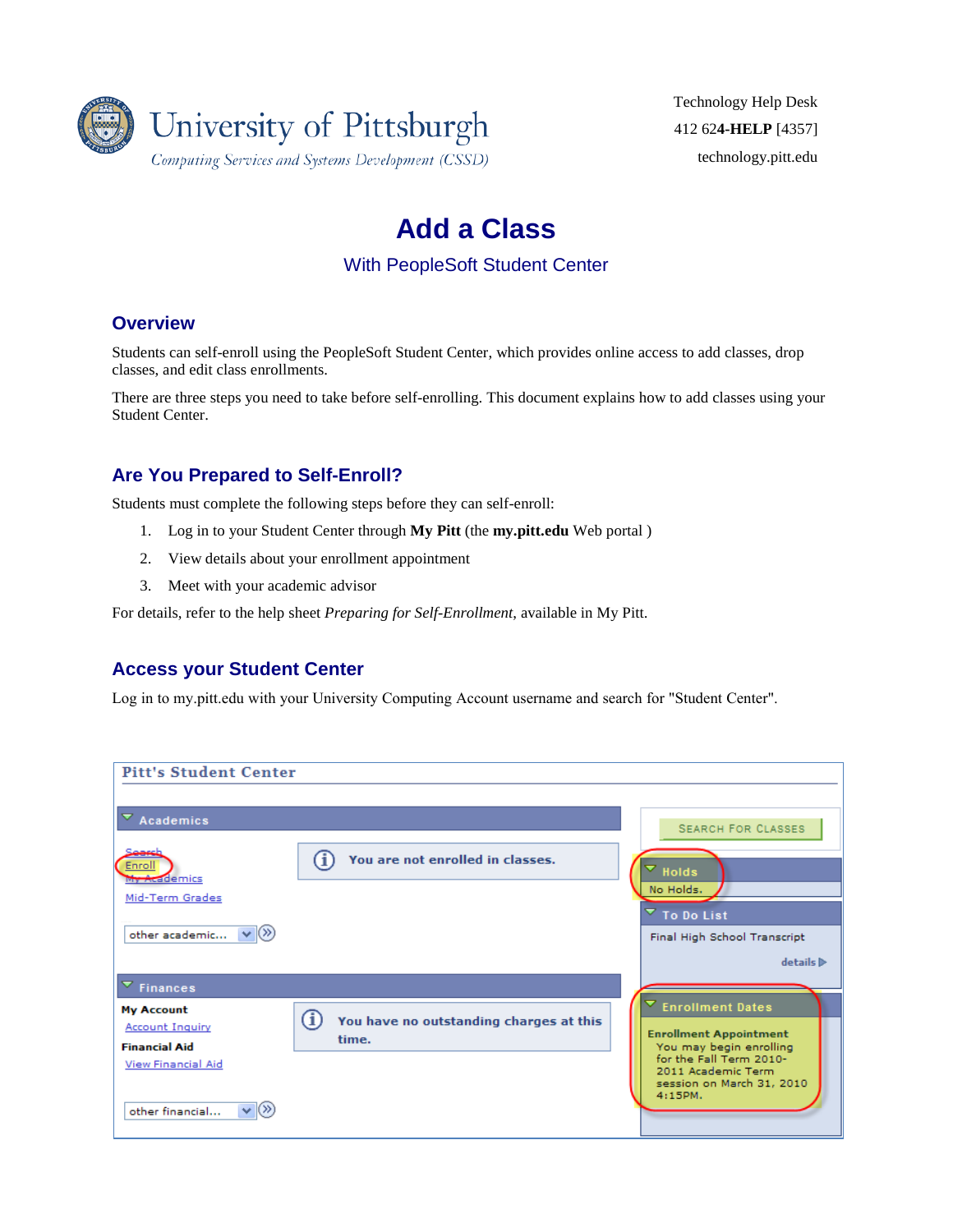University of Pittsburgh
*Computing Services and Systems Development (CSSD)*

Technology Help Desk
412 624-**HELP** [4357]
technology.pitt.edu

# Add a Class

## With PeopleSoft Student Center

## Overview

Students can self-enroll using the PeopleSoft Student Center, which provides online access to add classes, drop classes, and edit class enrollments.

There are three steps you need to take before self-enrolling. This document explains how to add classes using your Student Center.

## Are You Prepared to Self-Enroll?

Students must complete the following steps before they can self-enroll:

1. Log in to your Student Center through **My Pitt** (the **my.pitt.edu** Web portal )
2. View details about your enrollment appointment
3. Meet with your academic advisor

For details, refer to the help sheet *Preparing for Self-Enrollment*, available in My Pitt.

## Access your Student Center

Log in to my.pitt.edu with your University Computing Account username and search for "Student Center".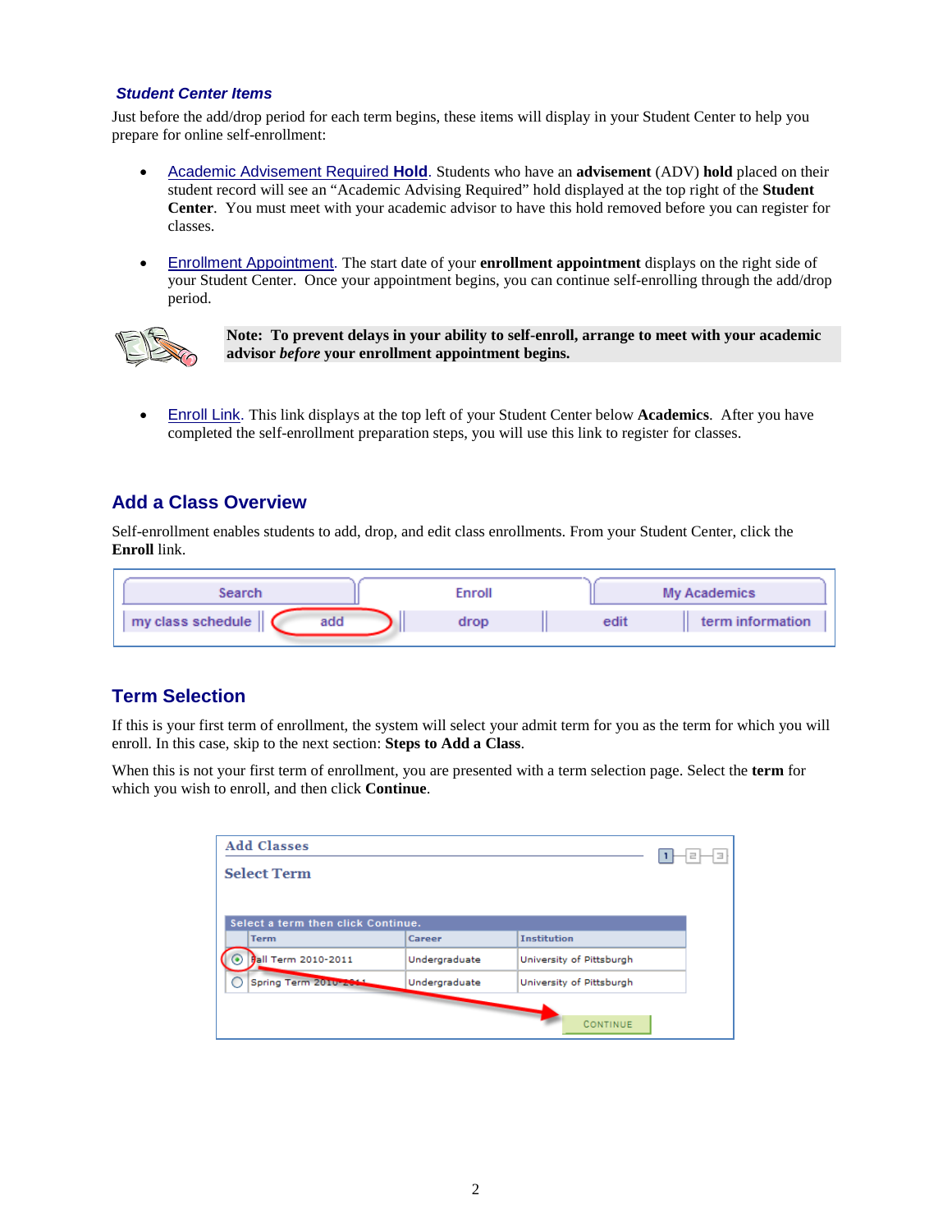### *Student Center Items*

Just before the add/drop period for each term begins, these items will display in your Student Center to help you prepare for online self-enrollment:

- Academic Advisement Required **Hold**. Students who have an **advisement** (ADV) **hold** placed on their student record will see an "Academic Advising Required" hold displayed at the top right of the **Student Center**. You must meet with your academic advisor to have this hold removed before you can register for classes.

- Enrollment Appointment. The start date of your **enrollment appointment** displays on the right side of your Student Center. Once your appointment begins, you can continue self-enrolling through the add/drop period.

**Note: To prevent delays in your ability to self-enroll, arrange to meet with your academic advisor *before* your enrollment appointment begins.**

- Enroll Link. This link displays at the top left of your Student Center below **Academics**. After you have completed the self-enrollment preparation steps, you will use this link to register for classes.

## Add a Class Overview

Self-enrollment enables students to add, drop, and edit class enrollments. From your Student Center, click the **Enroll** link.

## Term Selection

If this is your first term of enrollment, the system will select your admit term for you as the term for which you will enroll. In this case, skip to the next section: **Steps to Add a Class**.

When this is not your first term of enrollment, you are presented with a term selection page. Select the **term** for which you wish to enroll, and then click **Continue**.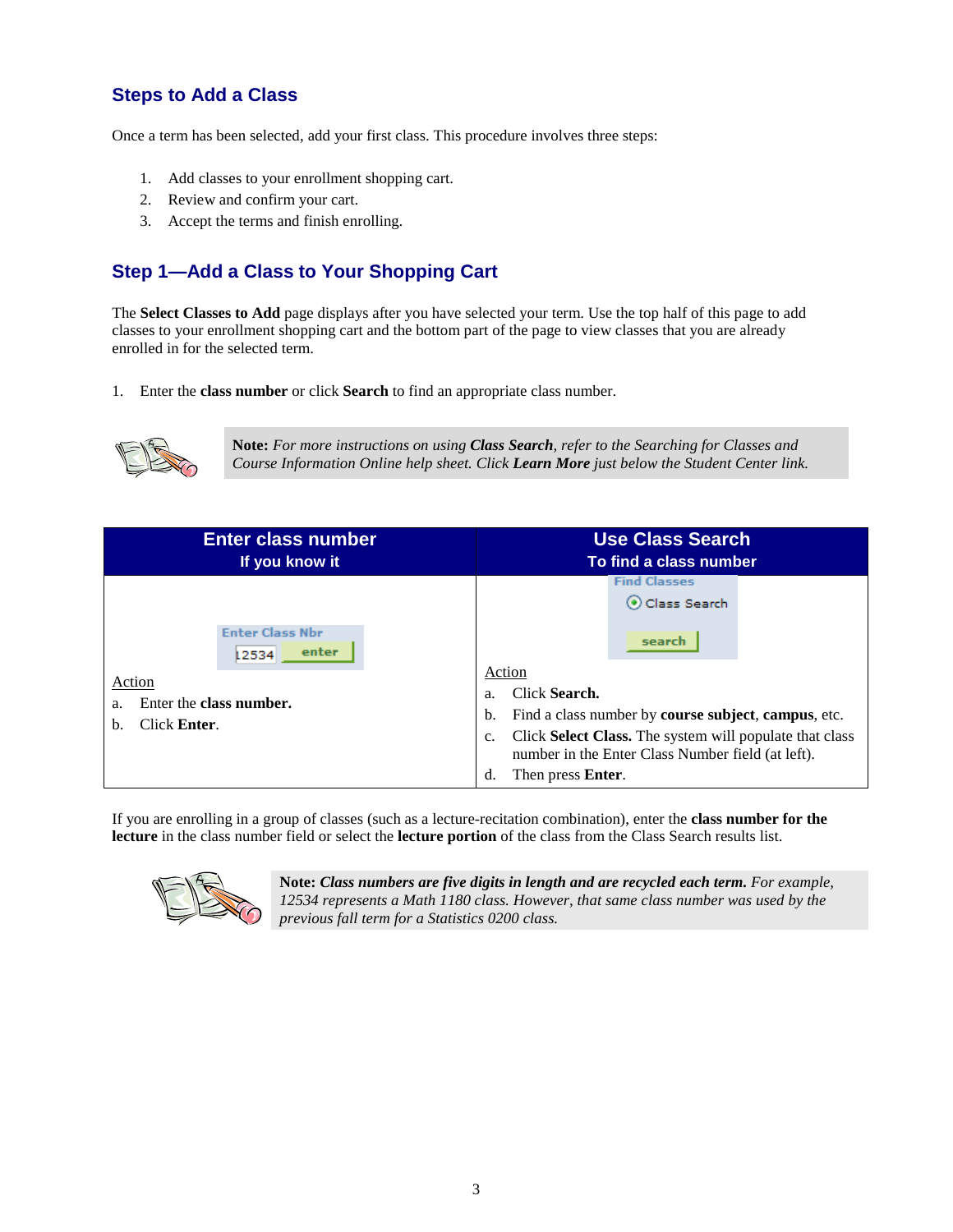## Steps to Add a Class

Once a term has been selected, add your first class. This procedure involves three steps:

1. Add classes to your enrollment shopping cart.
2. Review and confirm your cart.
3. Accept the terms and finish enrolling.

## Step 1—Add a Class to Your Shopping Cart

The **Select Classes to Add** page displays after you have selected your term. Use the top half of this page to add classes to your enrollment shopping cart and the bottom part of the page to view classes that you are already enrolled in for the selected term.

1. Enter the **class number** or click **Search** to find an appropriate class number.

> **Note:** *For more instructions on using **Class Search**, refer to the Searching for Classes and Course Information Online help sheet. Click **Learn More** just below the Student Center link.*

| Enter class number<br>If you know it | Use Class Search<br>To find a class number |
|---|---|
| Enter Class Nbr [12534] [enter] | Find Classes ◉ Class Search [search] |
| Action<br>a. Enter the **class number.**<br>b. Click **Enter**. | Action<br>a. Click **Search.**<br>b. Find a class number by **course subject**, **campus**, etc.<br>c. Click **Select Class.** The system will populate that class number in the Enter Class Number field (at left).<br>d. Then press **Enter**. |

If you are enrolling in a group of classes (such as a lecture-recitation combination), enter the **class number for the lecture** in the class number field or select the **lecture portion** of the class from the Class Search results list.

> **Note:** ***Class numbers are five digits in length and are recycled each term.*** *For example, 12534 represents a Math 1180 class. However, that same class number was used by the previous fall term for a Statistics 0200 class.*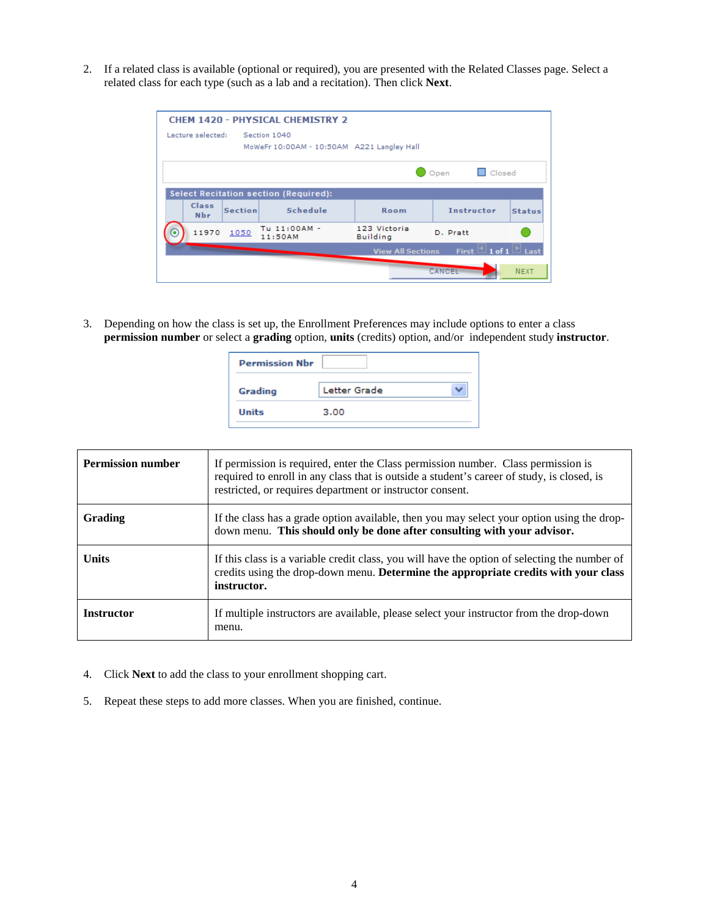2. If a related class is available (optional or required), you are presented with the Related Classes page. Select a related class for each type (such as a lab and a recitation). Then click **Next**.

3. Depending on how the class is set up, the Enrollment Preferences may include options to enter a class **permission number** or select a **grading** option, **units** (credits) option, and/or independent study **instructor**.

| | |
|---|---|
| **Permission number** | If permission is required, enter the Class permission number. Class permission is required to enroll in any class that is outside a student's career of study, is closed, is restricted, or requires department or instructor consent. |
| **Grading** | If the class has a grade option available, then you may select your option using the drop-down menu. **This should only be done after consulting with your advisor.** |
| **Units** | If this class is a variable credit class, you will have the option of selecting the number of credits using the drop-down menu. **Determine the appropriate credits with your class instructor.** |
| **Instructor** | If multiple instructors are available, please select your instructor from the drop-down menu. |

4. Click **Next** to add the class to your enrollment shopping cart.

5. Repeat these steps to add more classes. When you are finished, continue.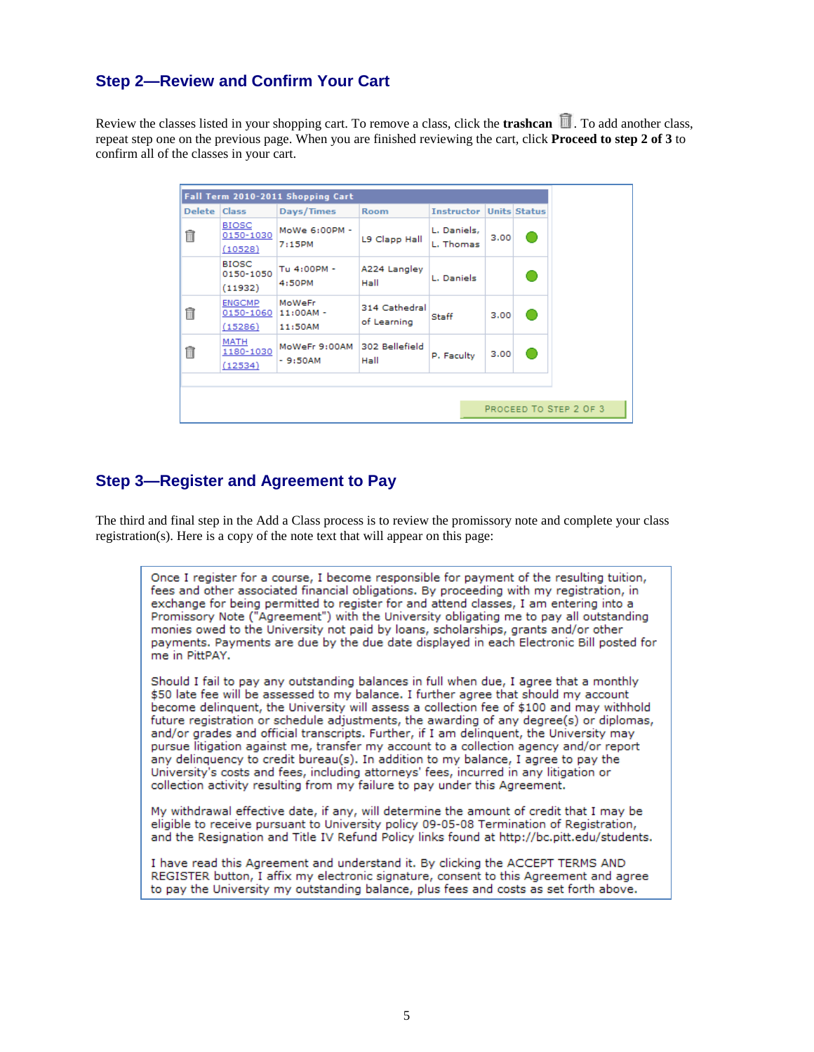## Step 2—Review and Confirm Your Cart

Review the classes listed in your shopping cart. To remove a class, click the **trashcan** 🗑. To add another class, repeat step one on the previous page. When you are finished reviewing the cart, click **Proceed to step 2 of 3** to confirm all of the classes in your cart.

| Fall Term 2010-2011 Shopping Cart | | | | | | |
|---|---|---|---|---|---|---|
| Delete | Class | Days/Times | Room | Instructor | Units | Status |
| 🗑 | BIOSC 0150-1030 (10528) | MoWe 6:00PM - 7:15PM | L9 Clapp Hall | L. Daniels, L. Thomas | 3.00 | ● |
| | BIOSC 0150-1050 (11932) | Tu 4:00PM - 4:50PM | A224 Langley Hall | L. Daniels | | ● |
| 🗑 | ENGCMP 0150-1060 (15286) | MoWeFr 11:00AM - 11:50AM | 314 Cathedral of Learning | Staff | 3.00 | ● |
| 🗑 | MATH 1180-1030 (12534) | MoWeFr 9:00AM - 9:50AM | 302 Bellefield Hall | P. Faculty | 3.00 | ● |

PROCEED TO STEP 2 OF 3

## Step 3—Register and Agreement to Pay

The third and final step in the Add a Class process is to review the promissory note and complete your class registration(s). Here is a copy of the note text that will appear on this page:

> Once I register for a course, I become responsible for payment of the resulting tuition, fees and other associated financial obligations. By proceeding with my registration, in exchange for being permitted to register for and attend classes, I am entering into a Promissory Note ("Agreement") with the University obligating me to pay all outstanding monies owed to the University not paid by loans, scholarships, grants and/or other payments. Payments are due by the due date displayed in each Electronic Bill posted for me in PittPAY.
>
> Should I fail to pay any outstanding balances in full when due, I agree that a monthly $50 late fee will be assessed to my balance. I further agree that should my account become delinquent, the University will assess a collection fee of $100 and may withhold future registration or schedule adjustments, the awarding of any degree(s) or diplomas, and/or grades and official transcripts. Further, if I am delinquent, the University may pursue litigation against me, transfer my account to a collection agency and/or report any delinquency to credit bureau(s). In addition to my balance, I agree to pay the University's costs and fees, including attorneys' fees, incurred in any litigation or collection activity resulting from my failure to pay under this Agreement.
>
> My withdrawal effective date, if any, will determine the amount of credit that I may be eligible to receive pursuant to University policy 09-05-08 Termination of Registration, and the Resignation and Title IV Refund Policy links found at http://bc.pitt.edu/students.
>
> I have read this Agreement and understand it. By clicking the ACCEPT TERMS AND REGISTER button, I affix my electronic signature, consent to this Agreement and agree to pay the University my outstanding balance, plus fees and costs as set forth above.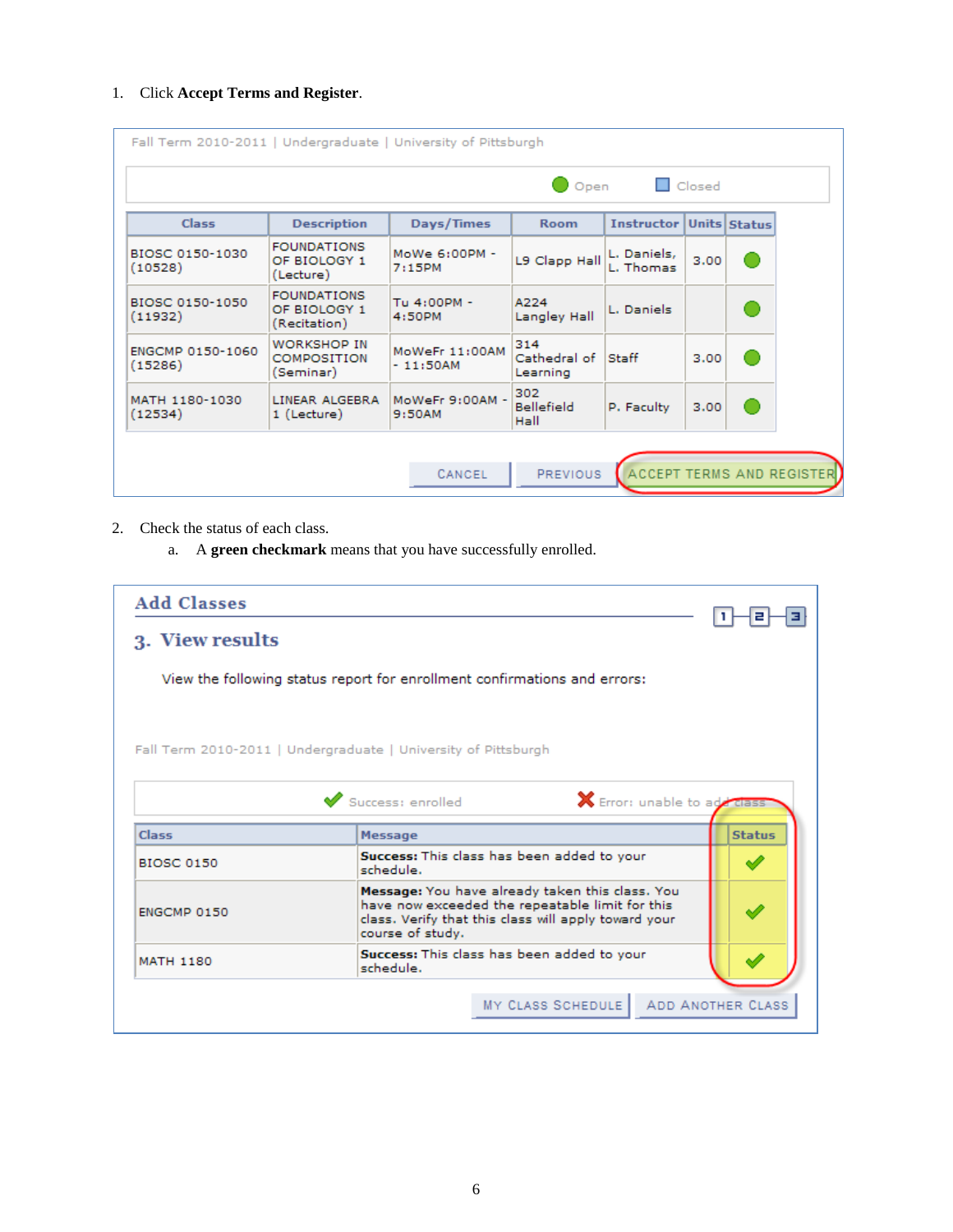1. Click **Accept Terms and Register**.

Fall Term 2010-2011 | Undergraduate | University of Pittsburgh

Open  Closed

| Class | Description | Days/Times | Room | Instructor | Units | Status |
|---|---|---|---|---|---|---|
| BIOSC 0150-1030 (10528) | FOUNDATIONS OF BIOLOGY 1 (Lecture) | MoWe 6:00PM - 7:15PM | L9 Clapp Hall | L. Daniels, L. Thomas | 3.00 | Open |
| BIOSC 0150-1050 (11932) | FOUNDATIONS OF BIOLOGY 1 (Recitation) | Tu 4:00PM - 4:50PM | A224 Langley Hall | L. Daniels | | Open |
| ENGCMP 0150-1060 (15286) | WORKSHOP IN COMPOSITION (Seminar) | MoWeFr 11:00AM - 11:50AM | 314 Cathedral of Learning | Staff | 3.00 | Open |
| MATH 1180-1030 (12534) | LINEAR ALGEBRA 1 (Lecture) | MoWeFr 9:00AM - 9:50AM | 302 Bellefield Hall | P. Faculty | 3.00 | Open |

CANCEL | PREVIOUS | ACCEPT TERMS AND REGISTER

2. Check the status of each class.
   a. A **green checkmark** means that you have successfully enrolled.

## Add Classes

### 3. View results

View the following status report for enrollment confirmations and errors:

Fall Term 2010-2011 | Undergraduate | University of Pittsburgh

✔ Success: enrolled  ✘ Error: unable to add class

| Class | Message | Status |
|---|---|---|
| BIOSC 0150 | **Success:** This class has been added to your schedule. | ✔ |
| ENGCMP 0150 | **Message:** You have already taken this class. You have now exceeded the repeatable limit for this class. Verify that this class will apply toward your course of study. | ✔ |
| MATH 1180 | **Success:** This class has been added to your schedule. | ✔ |

MY CLASS SCHEDULE | ADD ANOTHER CLASS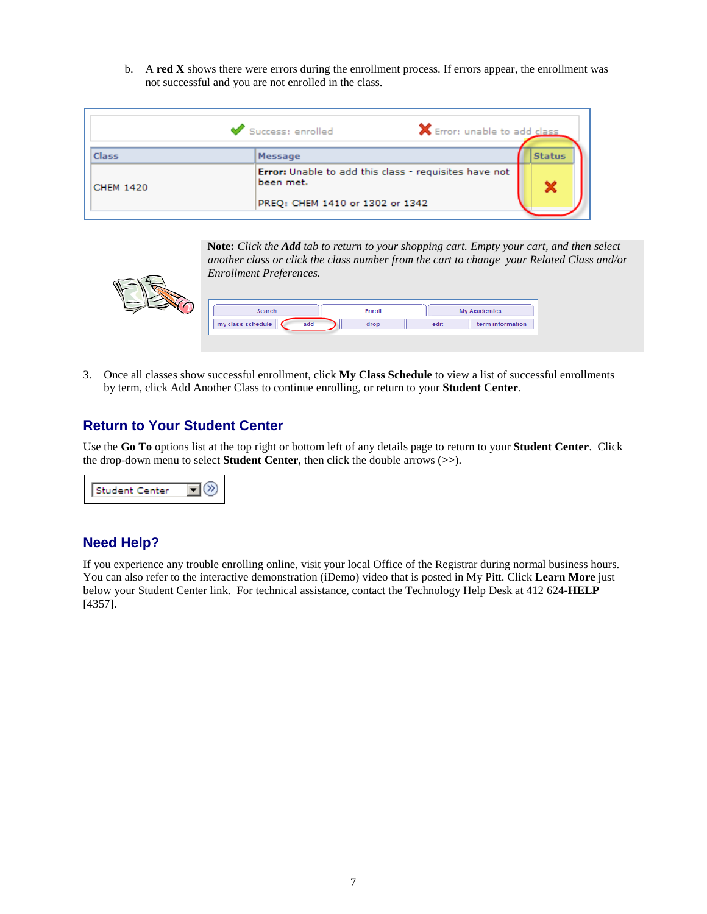b. A **red X** shows there were errors during the enrollment process. If errors appear, the enrollment was not successful and you are not enrolled in the class.

Success: enrolled     Error: unable to add class

| Class | Message | Status |
| --- | --- | --- |
| CHEM 1420 | **Error:** Unable to add this class - requisites have not been met. PREQ: CHEM 1410 or 1302 or 1342 | ✖ |

**Note:** *Click the* ***Add*** *tab to return to your shopping cart. Empty your cart, and then select another class or click the class number from the cart to change your Related Class and/or Enrollment Preferences.*

Search | Enroll | My Academics
my class schedule | add | drop | edit | term information

3. Once all classes show successful enrollment, click **My Class Schedule** to view a list of successful enrollments by term, click Add Another Class to continue enrolling, or return to your **Student Center**.

## Return to Your Student Center

Use the **Go To** options list at the top right or bottom left of any details page to return to your **Student Center**. Click the drop-down menu to select **Student Center**, then click the double arrows (>>).

Student Center

## Need Help?

If you experience any trouble enrolling online, visit your local Office of the Registrar during normal business hours. You can also refer to the interactive demonstration (iDemo) video that is posted in My Pitt. Click **Learn More** just below your Student Center link. For technical assistance, contact the Technology Help Desk at 412 62**4-HELP** [4357].